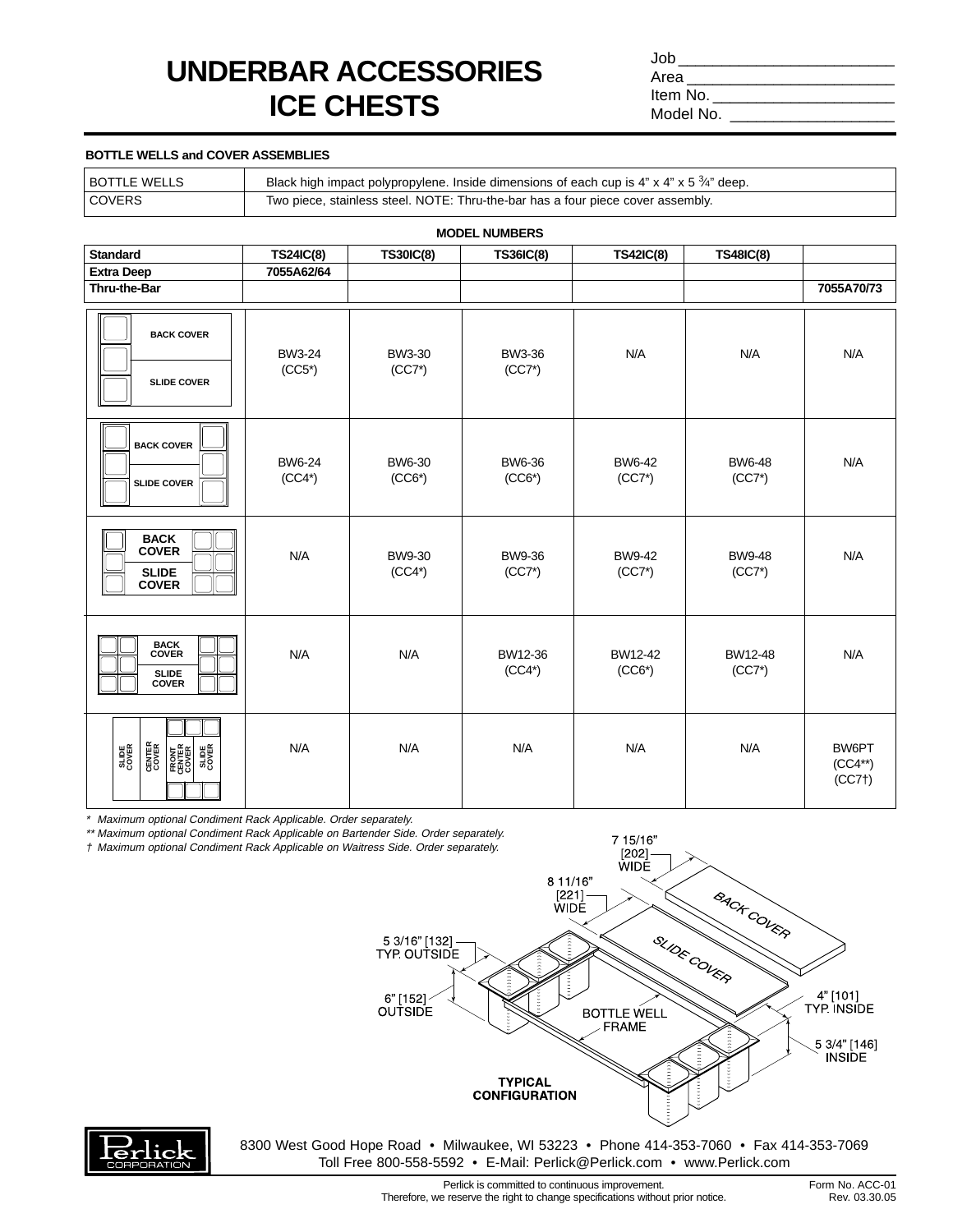# UNDERBAR ACCESSORIES ICE CHESTS

Job ______________________
Area ______________________
Item No. ______________________
Model No. ______________________

### BOTTLE WELLS and COVER ASSEMBLIES

| | |
|---|---|
| BOTTLE WELLS | Black high impact polypropylene. Inside dimensions of each cup is 4" x 4" x 5 ¾" deep. |
| COVERS | Two piece, stainless steel. NOTE: Thru-the-bar has a four piece cover assembly. |

**MODEL NUMBERS**

| **Standard** | **TS24IC(8)** | **TS30IC(8)** | **TS36IC(8)** | **TS42IC(8)** | **TS48IC(8)** | |
|---|---|---|---|---|---|---|
| **Extra Deep** | **7055A62/64** | | | | | |
| **Thru-the-Bar** | | | | | | **7055A70/73** |
| BACK COVER / SLIDE COVER | BW3-24 (CC5*) | BW3-30 (CC7*) | BW3-36 (CC7*) | N/A | N/A | N/A |
| BACK COVER / SLIDE COVER | BW6-24 (CC4*) | BW6-30 (CC6*) | BW6-36 (CC6*) | BW6-42 (CC7*) | BW6-48 (CC7*) | N/A |
| BACK COVER / SLIDE COVER | N/A | BW9-30 (CC4*) | BW9-36 (CC7*) | BW9-42 (CC7*) | BW9-48 (CC7*) | N/A |
| BACK COVER / SLIDE COVER | N/A | N/A | BW12-36 (CC4*) | BW12-42 (CC6*) | BW12-48 (CC7*) | N/A |
| SLIDE COVER / CENTER COVER / FRONT CENTER COVER / SLIDE COVER | N/A | N/A | N/A | N/A | N/A | BW6PT (CC4**) (CC7†) |

*\* Maximum optional Condiment Rack Applicable. Order separately.*
*\*\* Maximum optional Condiment Rack Applicable on Bartender Side. Order separately.*
*† Maximum optional Condiment Rack Applicable on Waitress Side. Order separately.*

7 15/16" [202] WIDE
8 11/16" [221] WIDE
5 3/16" [132] TYP. OUTSIDE
6" [152] OUTSIDE
BACK COVER
SLIDE COVER
BOTTLE WELL FRAME
4" [101] TYP. INSIDE
5 3/4" [146] INSIDE

**TYPICAL CONFIGURATION**

8300 West Good Hope Road • Milwaukee, WI 53223 • Phone 414-353-7060 • Fax 414-353-7069
Toll Free 800-558-5592 • E-Mail: Perlick@Perlick.com • www.Perlick.com

Perlick is committed to continuous improvement.
Therefore, we reserve the right to change specifications without prior notice.

Form No. ACC-01
Rev. 03.30.05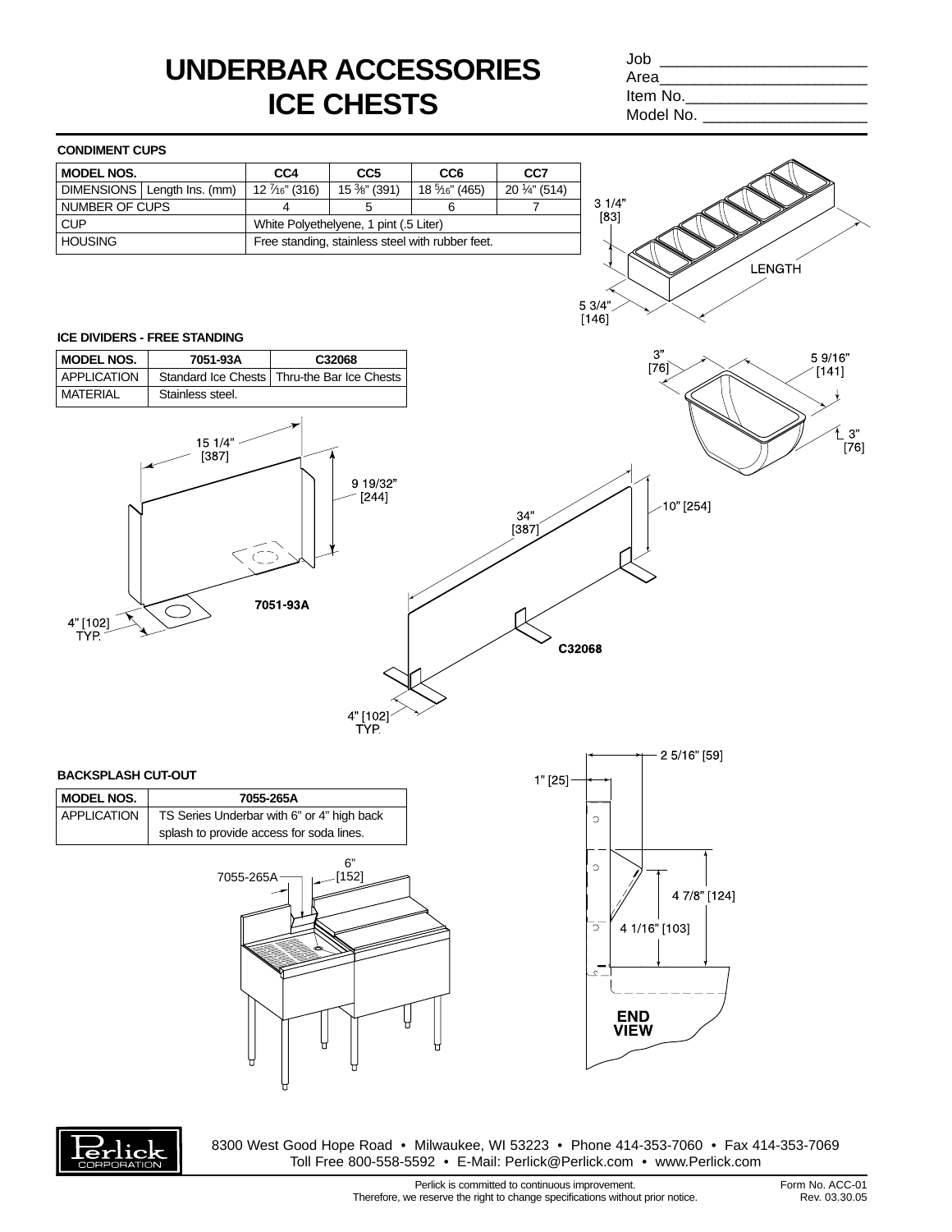# UNDERBAR ACCESSORIES ICE CHESTS

Job ______________________
Area______________________
Item No.___________________
Model No. _________________

### CONDIMENT CUPS

| MODEL NOS. | | CC4 | CC5 | CC6 | CC7 |
|---|---|---|---|---|---|
| DIMENSIONS | Length Ins. (mm) | 12 7/16" (316) | 15 3/8" (391) | 18 5/16" (465) | 20 1/4" (514) |
| NUMBER OF CUPS | | 4 | 5 | 6 | 7 |
| CUP | | White Polyethelyene, 1 pint (.5 Liter) | | | |
| HOUSING | | Free standing, stainless steel with rubber feet. | | | |

3 1/4"
[83]
LENGTH
5 3/4"
[146]

3"
[76]
5 9/16"
[141]
3"
[76]

### ICE DIVIDERS - FREE STANDING

| MODEL NOS. | 7051-93A | C32068 |
|---|---|---|
| APPLICATION | Standard Ice Chests | Thru-the Bar Ice Chests |
| MATERIAL | Stainless steel. | |

15 1/4"
[387]
9 19/32"
[244]
4" [102]
TYP.
7051-93A

34"
[387]
10" [254]
4" [102]
TYP.
C32068

### BACKSPLASH CUT-OUT

| MODEL NOS. | 7055-265A |
|---|---|
| APPLICATION | TS Series Underbar with 6" or 4" high back splash to provide access for soda lines. |

7055-265A
6"
[152]

2 5/16" [59]
1" [25]
4 7/8" [124]
4 1/16" [103]
END
VIEW

Perlick CORPORATION

8300 West Good Hope Road • Milwaukee, WI 53223 • Phone 414-353-7060 • Fax 414-353-7069
Toll Free 800-558-5592 • E-Mail: Perlick@Perlick.com • www.Perlick.com

Perlick is committed to continuous improvement.
Therefore, we reserve the right to change specifications without prior notice.

Form No. ACC-01
Rev. 03.30.05